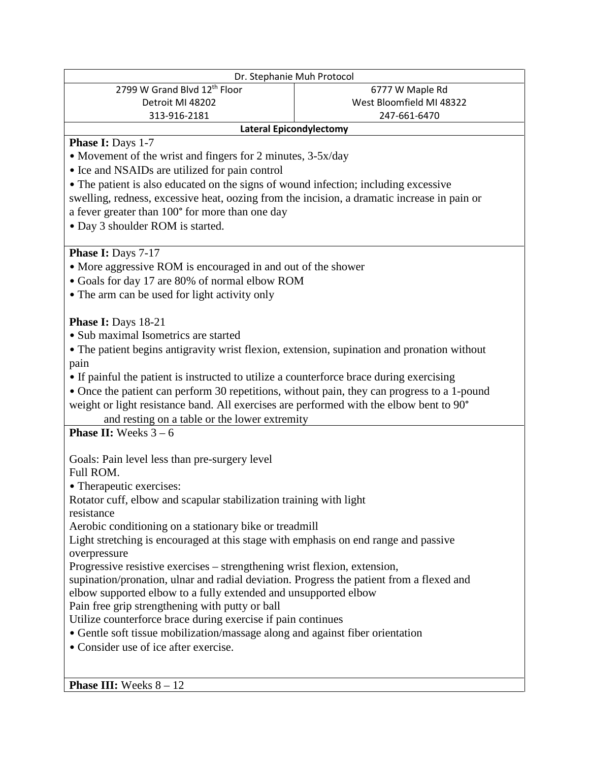| Dr. Stephanie Muh Protocol | |
| --- | --- |
| 2799 W Grand Blvd 12th Floor<br>Detroit MI 48202<br>313-916-2181 | 6777 W Maple Rd<br>West Bloomfield MI 48322<br>247-661-6470 |

## Lateral Epicondylectomy

**Phase I:** Days 1-7

- Movement of the wrist and fingers for 2 minutes, 3-5x/day
- Ice and NSAIDs are utilized for pain control
- The patient is also educated on the signs of wound infection; including excessive swelling, redness, excessive heat, oozing from the incision, a dramatic increase in pain or a fever greater than 100° for more than one day
- Day 3 shoulder ROM is started.

**Phase I:** Days 7-17

- More aggressive ROM is encouraged in and out of the shower
- Goals for day 17 are 80% of normal elbow ROM
- The arm can be used for light activity only

**Phase I:** Days 18-21

- Sub maximal Isometrics are started
- The patient begins antigravity wrist flexion, extension, supination and pronation without pain
- If painful the patient is instructed to utilize a counterforce brace during exercising
- Once the patient can perform 30 repetitions, without pain, they can progress to a 1-pound weight or light resistance band. All exercises are performed with the elbow bent to 90° and resting on a table or the lower extremity

**Phase II:** Weeks 3 – 6

Goals: Pain level less than pre-surgery level
Full ROM.

- Therapeutic exercises:

Rotator cuff, elbow and scapular stabilization training with light resistance
Aerobic conditioning on a stationary bike or treadmill
Light stretching is encouraged at this stage with emphasis on end range and passive overpressure
Progressive resistive exercises – strengthening wrist flexion, extension, supination/pronation, ulnar and radial deviation. Progress the patient from a flexed and elbow supported elbow to a fully extended and unsupported elbow
Pain free grip strengthening with putty or ball
Utilize counterforce brace during exercise if pain continues

- Gentle soft tissue mobilization/massage along and against fiber orientation
- Consider use of ice after exercise.

**Phase III:** Weeks 8 – 12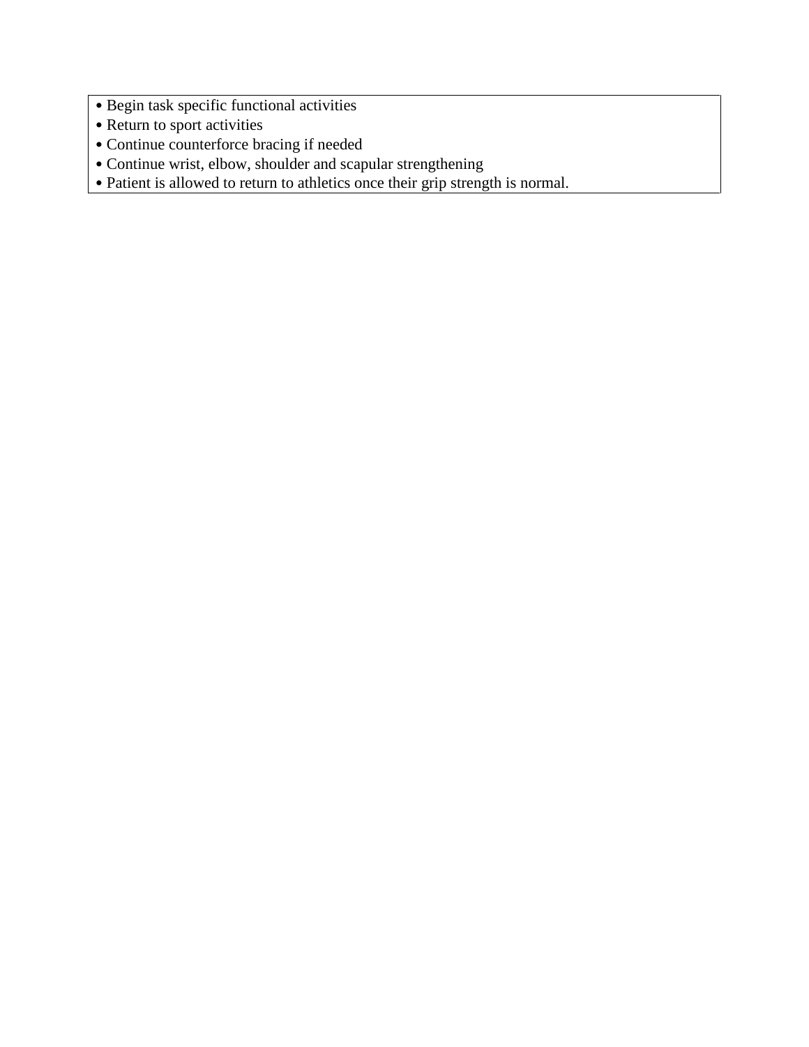- Begin task specific functional activities
- Return to sport activities
- Continue counterforce bracing if needed
- Continue wrist, elbow, shoulder and scapular strengthening
- Patient is allowed to return to athletics once their grip strength is normal.